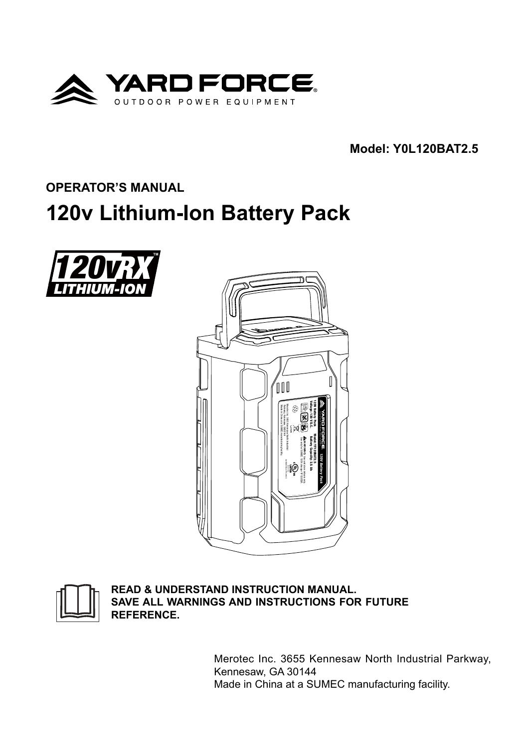YARD FORCE®
OUTDOOR POWER EQUIPMENT

**Model: Y0L120BAT2.5**

**OPERATOR'S MANUAL**

# 120v Lithium-Ion Battery Pack

120vRX™ LITHIUM-ION

**READ & UNDERSTAND INSTRUCTION MANUAL.**
**SAVE ALL WARNINGS AND INSTRUCTIONS FOR FUTURE REFERENCE.**

Merotec Inc. 3655 Kennesaw North Industrial Parkway,
Kennesaw, GA 30144
Made in China at a SUMEC manufacturing facility.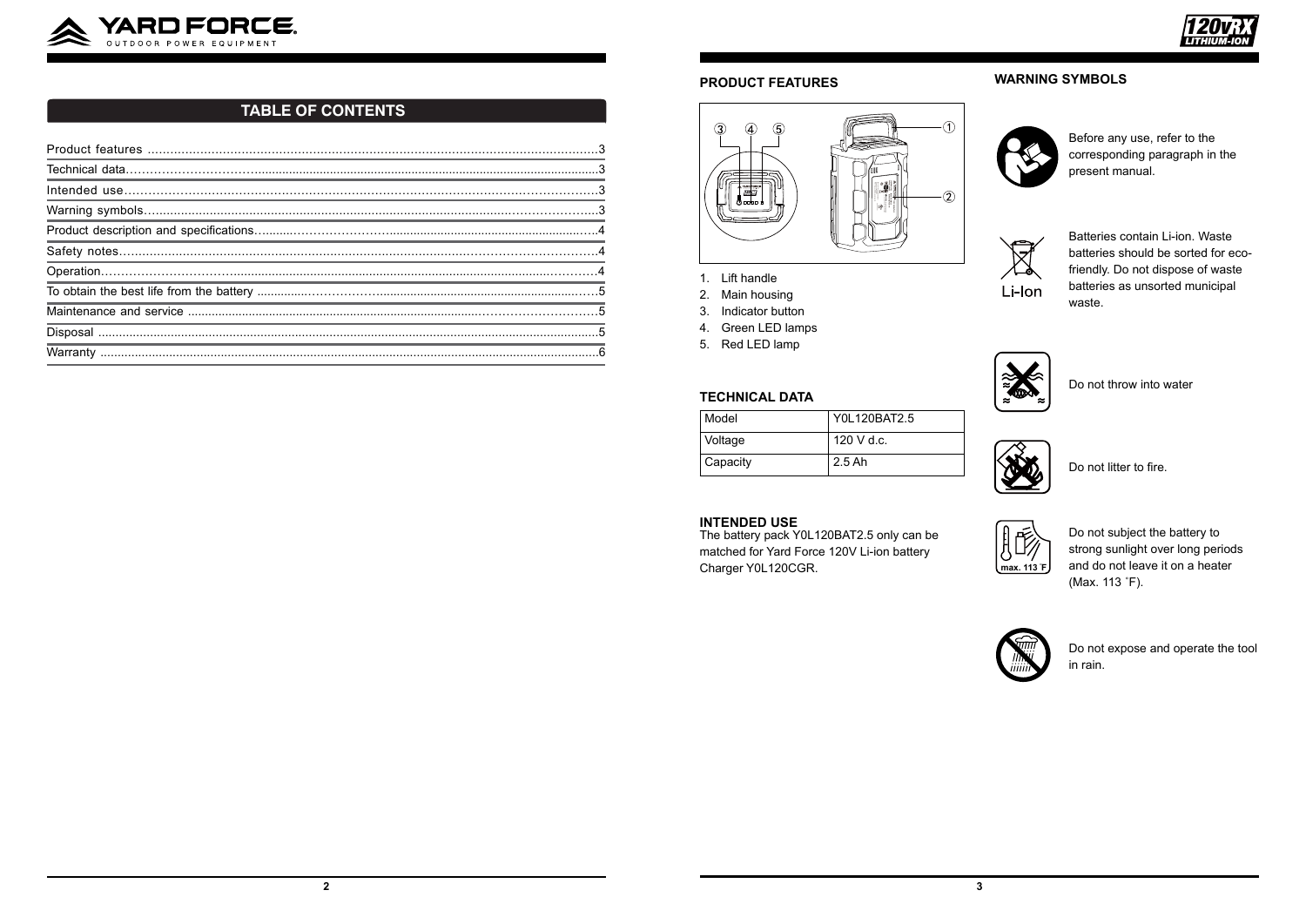## TABLE OF CONTENTS

| | |
|---|---|
| Product features | 3 |
| Technical data | 3 |
| Intended use | 3 |
| Warning symbols | 3 |
| Product description and specifications | 4 |
| Safety notes | 4 |
| Operation | 4 |
| To obtain the best life from the battery | 5 |
| Maintenance and service | 5 |
| Disposal | 5 |
| Warranty | 6 |

## PRODUCT FEATURES

1. Lift handle
2. Main housing
3. Indicator button
4. Green LED lamps
5. Red LED lamp

## TECHNICAL DATA

| Model | Y0L120BAT2.5 |
|---|---|
| Voltage | 120 V d.c. |
| Capacity | 2.5 Ah |

## INTENDED USE

The battery pack Y0L120BAT2.5 only can be matched for Yard Force 120V Li-ion battery Charger Y0L120CGR.

## WARNING SYMBOLS

Before any use, refer to the corresponding paragraph in the present manual.

Li-Ion

Batteries contain Li-ion. Waste batteries should be sorted for eco-friendly. Do not dispose of waste batteries as unsorted municipal waste.

Do not throw into water

Do not litter to fire.

max. 113 ˚F

Do not subject the battery to strong sunlight over long periods and do not leave it on a heater (Max. 113 ˚F).

Do not expose and operate the tool in rain.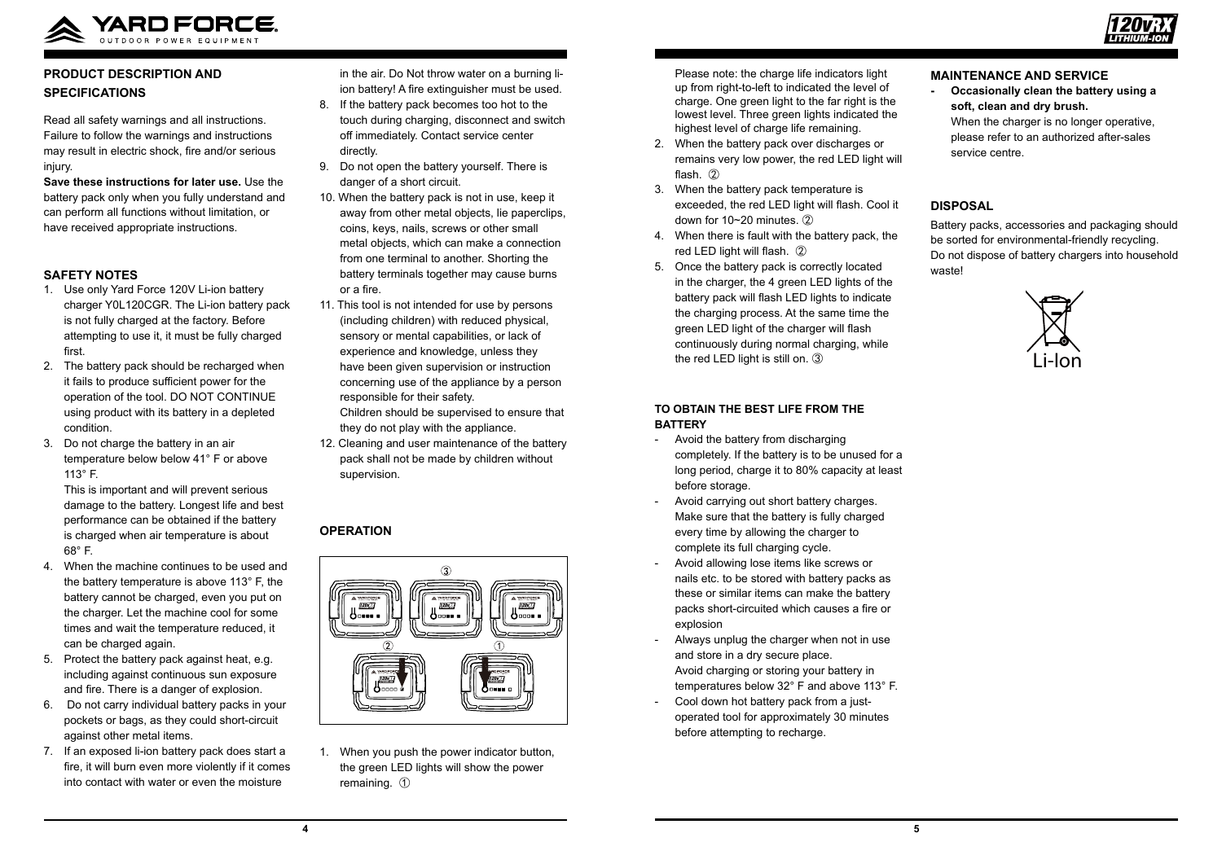## PRODUCT DESCRIPTION AND SPECIFICATIONS

Read all safety warnings and all instructions. Failure to follow the warnings and instructions may result in electric shock, fire and/or serious injury.

**Save these instructions for later use.** Use the battery pack only when you fully understand and can perform all functions without limitation, or have received appropriate instructions.

## SAFETY NOTES

1. Use only Yard Force 120V Li-ion battery charger Y0L120CGR. The Li-ion battery pack is not fully charged at the factory. Before attempting to use it, it must be fully charged first.
2. The battery pack should be recharged when it fails to produce sufficient power for the operation of the tool. DO NOT CONTINUE using product with its battery in a depleted condition.
3. Do not charge the battery in an air temperature below below 41° F or above 113° F.
   This is important and will prevent serious damage to the battery. Longest life and best performance can be obtained if the battery is charged when air temperature is about 68° F.
4. When the machine continues to be used and the battery temperature is above 113° F, the battery cannot be charged, even you put on the charger. Let the machine cool for some times and wait the temperature reduced, it can be charged again.
5. Protect the battery pack against heat, e.g. including against continuous sun exposure and fire. There is a danger of explosion.
6. Do not carry individual battery packs in your pockets or bags, as they could short-circuit against other metal items.
7. If an exposed li-ion battery pack does start a fire, it will burn even more violently if it comes into contact with water or even the moisture in the air. Do Not throw water on a burning li-ion battery! A fire extinguisher must be used.
8. If the battery pack becomes too hot to the touch during charging, disconnect and switch off immediately. Contact service center directly.
9. Do not open the battery yourself. There is danger of a short circuit.
10. When the battery pack is not in use, keep it away from other metal objects, lie paperclips, coins, keys, nails, screws or other small metal objects, which can make a connection from one terminal to another. Shorting the battery terminals together may cause burns or a fire.
11. This tool is not intended for use by persons (including children) with reduced physical, sensory or mental capabilities, or lack of experience and knowledge, unless they have been given supervision or instruction concerning use of the appliance by a person responsible for their safety.
    Children should be supervised to ensure that they do not play with the appliance.
12. Cleaning and user maintenance of the battery pack shall not be made by children without supervision.

## OPERATION

1. When you push the power indicator button, the green LED lights will show the power remaining. ①
   Please note: the charge life indicators light up from right-to-left to indicated the level of charge. One green light to the far right is the lowest level. Three green lights indicated the highest level of charge life remaining.
2. When the battery pack over discharges or remains very low power, the red LED light will flash. ②
3. When the battery pack temperature is exceeded, the red LED light will flash. Cool it down for 10~20 minutes. ②
4. When there is fault with the battery pack, the red LED light will flash. ②
5. Once the battery pack is correctly located in the charger, the 4 green LED lights of the battery pack will flash LED lights to indicate the charging process. At the same time the green LED light of the charger will flash continuously during normal charging, while the red LED light is still on. ③

### TO OBTAIN THE BEST LIFE FROM THE BATTERY

- Avoid the battery from discharging completely. If the battery is to be unused for a long period, charge it to 80% capacity at least before storage.
- Avoid carrying out short battery charges. Make sure that the battery is fully charged every time by allowing the charger to complete its full charging cycle.
- Avoid allowing lose items like screws or nails etc. to be stored with battery packs as these or similar items can make the battery packs short-circuited which causes a fire or explosion
- Always unplug the charger when not in use and store in a dry secure place.
  Avoid charging or storing your battery in temperatures below 32° F and above 113° F.
- Cool down hot battery pack from a just-operated tool for approximately 30 minutes before attempting to recharge.

## MAINTENANCE AND SERVICE

- **Occasionally clean the battery using a soft, clean and dry brush.**
  When the charger is no longer operative, please refer to an authorized after-sales service centre.

## DISPOSAL

Battery packs, accessories and packaging should be sorted for environmental-friendly recycling.
Do not dispose of battery chargers into household waste!

Li-Ion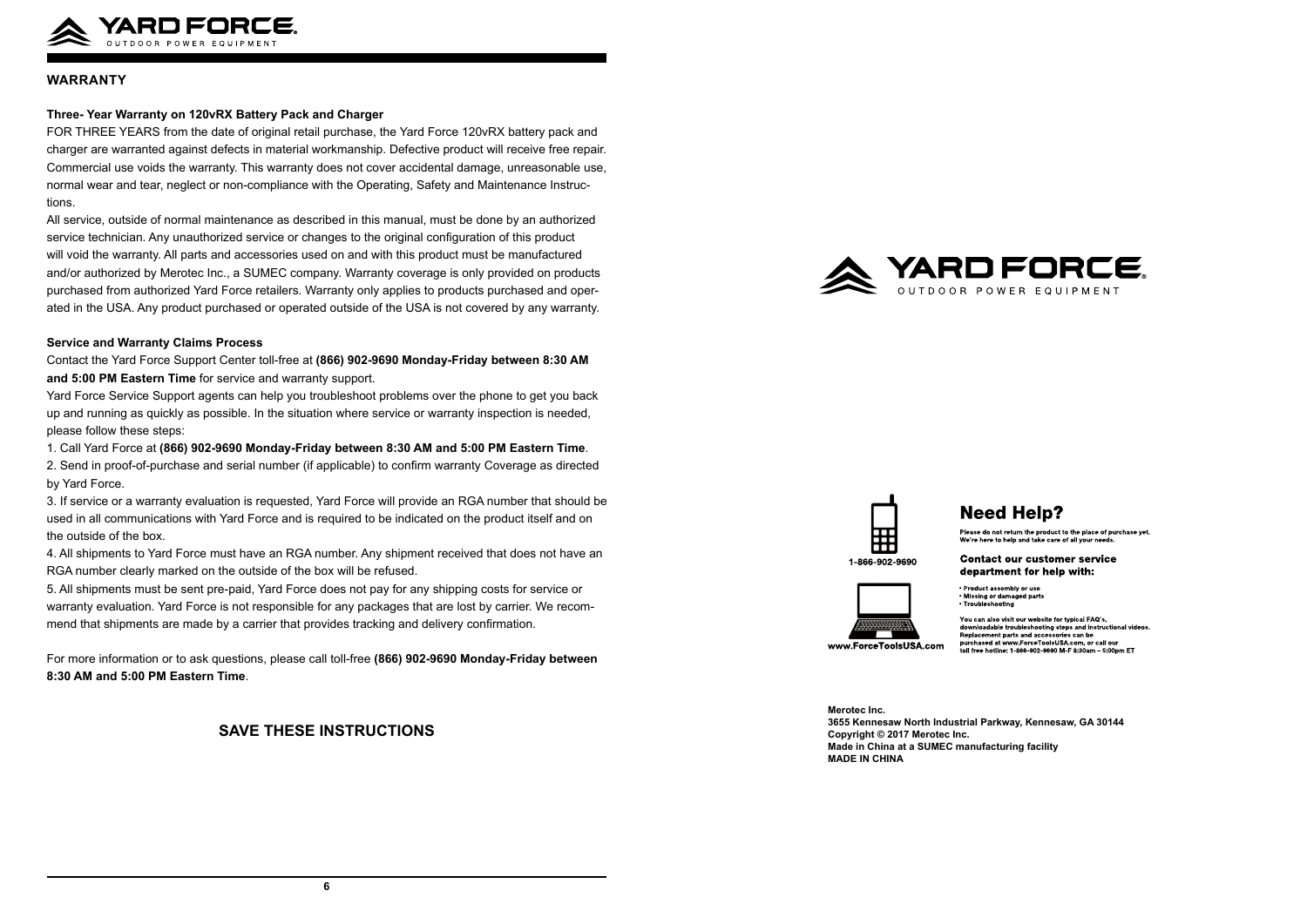## WARRANTY

**Three- Year Warranty on 120vRX Battery Pack and Charger**

FOR THREE YEARS from the date of original retail purchase, the Yard Force 120vRX battery pack and charger are warranted against defects in material workmanship. Defective product will receive free repair. Commercial use voids the warranty. This warranty does not cover accidental damage, unreasonable use, normal wear and tear, neglect or non-compliance with the Operating, Safety and Maintenance Instructions.

All service, outside of normal maintenance as described in this manual, must be done by an authorized service technician. Any unauthorized service or changes to the original configuration of this product will void the warranty. All parts and accessories used on and with this product must be manufactured and/or authorized by Merotec Inc., a SUMEC company. Warranty coverage is only provided on products purchased from authorized Yard Force retailers. Warranty only applies to products purchased and operated in the USA. Any product purchased or operated outside of the USA is not covered by any warranty.

**Service and Warranty Claims Process**

Contact the Yard Force Support Center toll-free at **(866) 902-9690 Monday-Friday between 8:30 AM and 5:00 PM Eastern Time** for service and warranty support.

Yard Force Service Support agents can help you troubleshoot problems over the phone to get you back up and running as quickly as possible. In the situation where service or warranty inspection is needed, please follow these steps:

1. Call Yard Force at **(866) 902-9690 Monday-Friday between 8:30 AM and 5:00 PM Eastern Time**.
2. Send in proof-of-purchase and serial number (if applicable) to confirm warranty Coverage as directed by Yard Force.
3. If service or a warranty evaluation is requested, Yard Force will provide an RGA number that should be used in all communications with Yard Force and is required to be indicated on the product itself and on the outside of the box.
4. All shipments to Yard Force must have an RGA number. Any shipment received that does not have an RGA number clearly marked on the outside of the box will be refused.
5. All shipments must be sent pre-paid, Yard Force does not pay for any shipping costs for service or warranty evaluation. Yard Force is not responsible for any packages that are lost by carrier. We recommend that shipments are made by a carrier that provides tracking and delivery confirmation.

For more information or to ask questions, please call toll-free **(866) 902-9690 Monday-Friday between 8:30 AM and 5:00 PM Eastern Time**.

### SAVE THESE INSTRUCTIONS

YARD FORCE
OUTDOOR POWER EQUIPMENT

1-866-902-9690

www.ForceToolsUSA.com

## Need Help?

**Please do not return the product to the place of purchase yet. We're here to help and take care of all your needs.**

**Contact our customer service department for help with:**

- Product assembly or use
- Missing or damaged parts
- Troubleshooting

You can also visit our website for typical FAQ's, downloadable troubleshooting steps and instructional videos. Replacement parts and accessories can be purchased at www.ForceToolsUSA.com, or call our toll free hotline: 1-866-902-9690 M-F 8:30am – 5:00pm ET

**Merotec Inc.**
**3655 Kennesaw North Industrial Parkway, Kennesaw, GA 30144**
**Copyright © 2017 Merotec Inc.**
**Made in China at a SUMEC manufacturing facility**
**MADE IN CHINA**